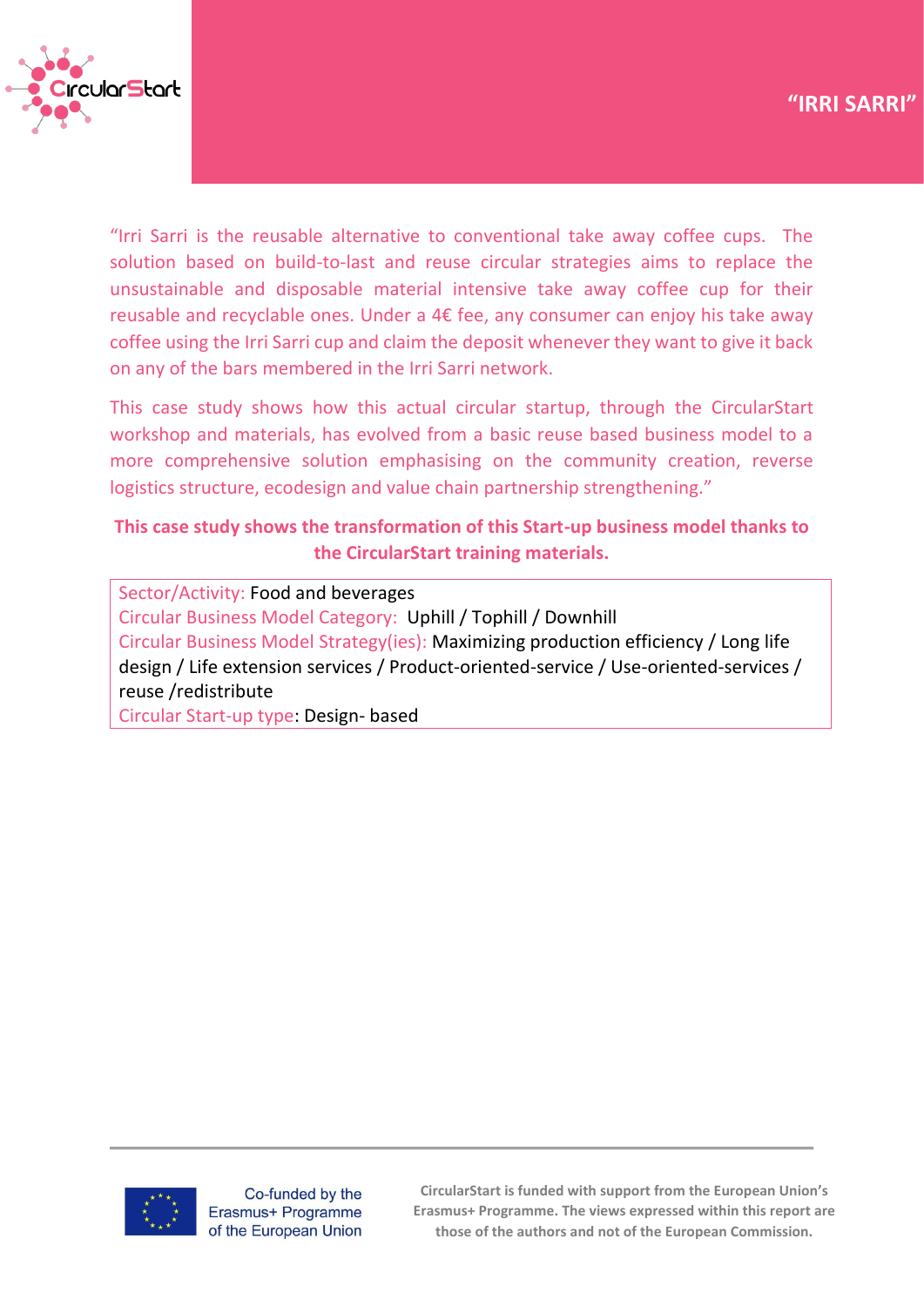# "IRRI SARRI"

"Irri Sarri is the reusable alternative to conventional take away coffee cups. The solution based on build-to-last and reuse circular strategies aims to replace the unsustainable and disposable material intensive take away coffee cup for their reusable and recyclable ones. Under a 4€ fee, any consumer can enjoy his take away coffee using the Irri Sarri cup and claim the deposit whenever they want to give it back on any of the bars membered in the Irri Sarri network.

This case study shows how this actual circular startup, through the CircularStart workshop and materials, has evolved from a basic reuse based business model to a more comprehensive solution emphasising on the community creation, reverse logistics structure, ecodesign and value chain partnership strengthening."

**This case study shows the transformation of this Start-up business model thanks to the CircularStart training materials.**

Sector/Activity: Food and beverages
Circular Business Model Category: Uphill / Tophill / Downhill
Circular Business Model Strategy(ies): Maximizing production efficiency / Long life design / Life extension services / Product-oriented-service / Use-oriented-services / reuse /redistribute
Circular Start-up type: Design- based

Co-funded by the Erasmus+ Programme of the European Union

CircularStart is funded with support from the European Union's Erasmus+ Programme. The views expressed within this report are those of the authors and not of the European Commission.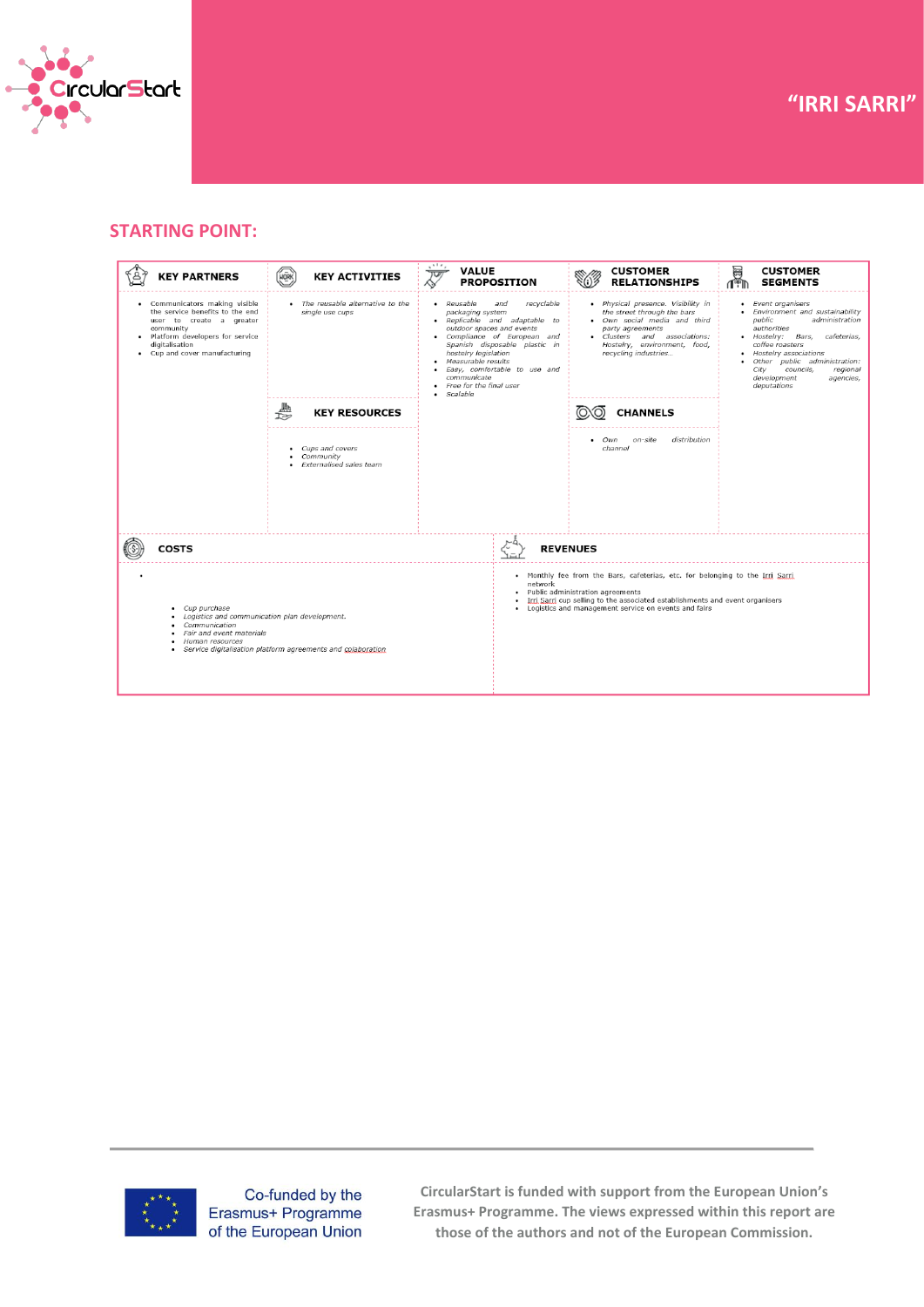# "IRRI SARRI"

## STARTING POINT:

### KEY PARTNERS

- Communicators making visible the service benefits to the end user to create a greater community
- Platform developers for service digitalisation
- Cup and cover manufacturing

### KEY ACTIVITIES

- *The reusable alternative to the single use cups*

### KEY RESOURCES

- *Cups and covers*
- *Community*
- *Externalised sales team*

### VALUE PROPOSITION

- *Reusable and recyclable packaging system*
- *Replicable and adaptable to outdoor spaces and events*
- *Compliance of European and Spanish disposable plastic in hostelry legislation*
- *Measurable results*
- *Easy, comfortable to use and communicate*
- *Free for the final user*
- *Scalable*

### CUSTOMER RELATIONSHIPS

- *Physical presence. Visibility in the street through the bars*
- *Own social media and third party agreements*
- *Clusters and associations: Hostelry, environment, food, recycling industries…*

### CHANNELS

- *Own on-site distribution channel*

### CUSTOMER SEGMENTS

- *Event organisers*
- *Environment and sustainability public administration authorities*
- *Hostelry: Bars, cafeterias, coffee roasters*
- *Hostelry associations*
- *Other public administration: City councils, regional development agencies, deputations*

### COSTS

- *Cup purchase*
- *Logistics and communication plan development.*
- *Communication*
- *Fair and event materials*
- *Human resources*
- *Service digitalisation platform agreements and colaboration*

### REVENUES

- Monthly fee from the Bars, cafeterias, etc. for belonging to the Irri Sarri network
- Public administration agreements
- Irri Sarri cup selling to the associated establishments and event organisers
- Logistics and management service on events and fairs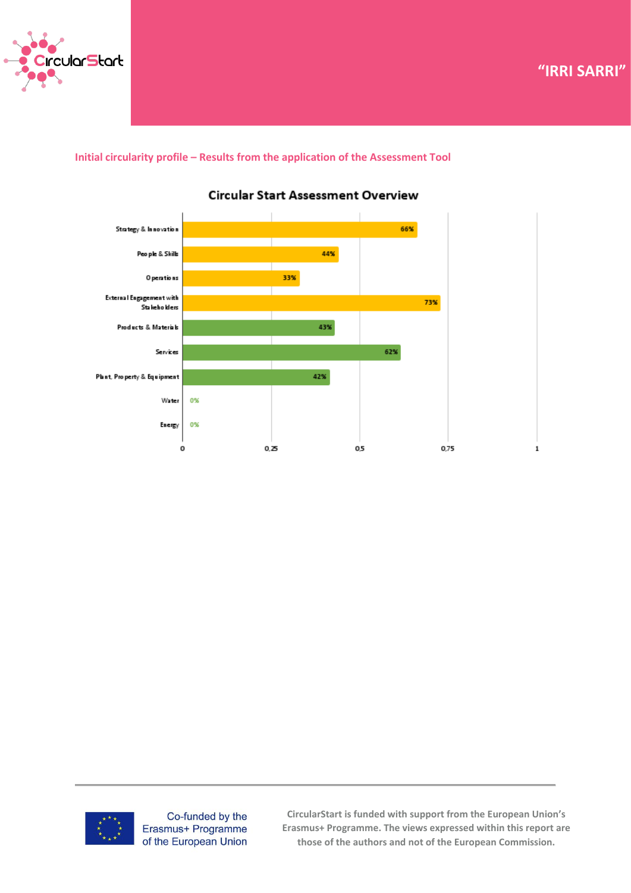“IRRI SARRI”

### Initial circularity profile – Results from the application of the Assessment Tool

**Circular Start Assessment Overview**

| Category | Score |
|---|---|
| Strategy & Innovation | 66% |
| People & Skills | 44% |
| Operations | 33% |
| External Engagement with Stakeholders | 73% |
| Products & Materials | 43% |
| Services | 62% |
| Plant, Property & Equipment | 42% |
| Water | 0% |
| Energy | 0% |

Co-funded by the Erasmus+ Programme of the European Union

CircularStart is funded with support from the European Union’s Erasmus+ Programme. The views expressed within this report are those of the authors and not of the European Commission.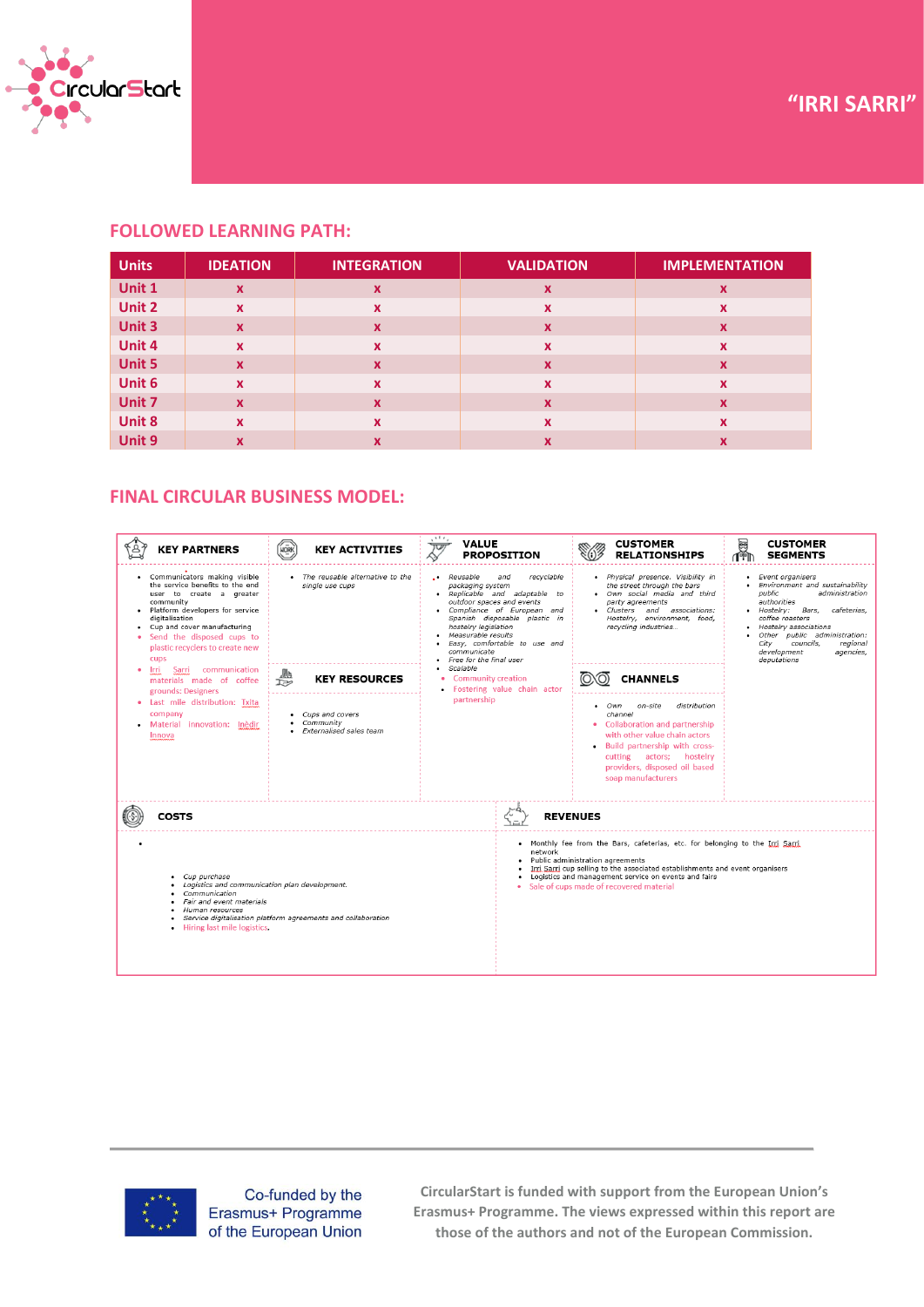# "IRRI SARRI"

## FOLLOWED LEARNING PATH:

| Units | IDEATION | INTEGRATION | VALIDATION | IMPLEMENTATION |
|---|---|---|---|---|
| Unit 1 | x | x | x | x |
| Unit 2 | x | x | x | x |
| Unit 3 | x | x | x | x |
| Unit 4 | x | x | x | x |
| Unit 5 | x | x | x | x |
| Unit 6 | x | x | x | x |
| Unit 7 | x | x | x | x |
| Unit 8 | x | x | x | x |
| Unit 9 | x | x | x | x |

## FINAL CIRCULAR BUSINESS MODEL:

### KEY PARTNERS

- Communicators making visible the service benefits to the end user to create a greater community
- Platform developers for service digitalisation
- Cup and cover manufacturing
- Send the disposed cups to plastic recyclers to create new cups
- Irri Sarri communication materials made of coffee grounds: Designers
- Last mile distribution: Txita company
- Material innovation: Inèdit Innova

### KEY ACTIVITIES

- The reusable alternative to the single use cups

### KEY RESOURCES

- Cups and covers
- Community
- Externalised sales team

### VALUE PROPOSITION

- Reusable and recyclable packaging system
- Replicable and adaptable to outdoor spaces and events
- Compliance of European and Spanish disposable plastic in hostelry legislation
- Measurable results
- Easy, comfortable to use and communicate
- Free for the final user
- Scalable
- Community creation
- Fostering value chain actor partnership

### CUSTOMER RELATIONSHIPS

- Physical presence. Visibility in the street through the bars
- Own social media and third party agreements
- Clusters and associations: Hostelry, environment, food, recycling industries...

### CHANNELS

- Own on-site distribution channel
- Collaboration and partnership with other value chain actors
- Build partnership with cross-cutting actors; hostelry providers, disposed oil based soap manufacturers

### CUSTOMER SEGMENTS

- Event organisers
- Environment and sustainability public administration authorities
- Hostelry: Bars, cafeterias, coffee roasters
- Hostelry associations
- Other public administration: City councils, regional development agencies, deputations

### COSTS

- Cup purchase
- Logistics and communication plan development.
- Communication
- Fair and event materials
- Human resources
- Service digitalisation platform agreements and collaboration
- Hiring last mile logistics.

### REVENUES

- Monthly fee from the Bars, cafeterias, etc. for belonging to the Irri Sarri network
- Public administration agreements
- Irri Sarri cup selling to the associated establishments and event organisers
- Logistics and management service on events and fairs
- Sale of cups made of recovered material

Co-funded by the Erasmus+ Programme of the European Union

CircularStart is funded with support from the European Union's Erasmus+ Programme. The views expressed within this report are those of the authors and not of the European Commission.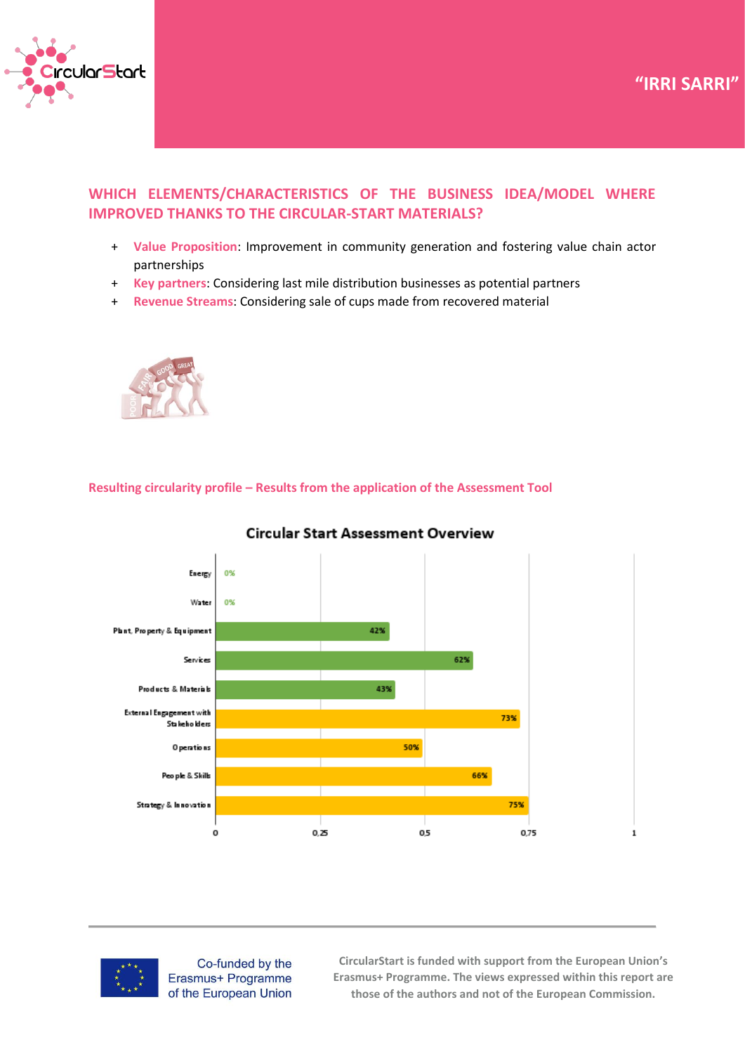"IRRI SARRI"

## WHICH ELEMENTS/CHARACTERISTICS OF THE BUSINESS IDEA/MODEL WHERE IMPROVED THANKS TO THE CIRCULAR-START MATERIALS?

- **Value Proposition**: Improvement in community generation and fostering value chain actor partnerships
- **Key partners**: Considering last mile distribution businesses as potential partners
- **Revenue Streams**: Considering sale of cups made from recovered material

### Resulting circularity profile – Results from the application of the Assessment Tool

**Circular Start Assessment Overview**

| Category | Score |
|---|---|
| Energy | 0% |
| Water | 0% |
| Plant, Property & Equipment | 42% |
| Services | 62% |
| Products & Materials | 43% |
| External Engagement with Stakeholders | 73% |
| Operations | 50% |
| People & Skills | 66% |
| Strategy & Innovation | 75% |

Co-funded by the Erasmus+ Programme of the European Union

CircularStart is funded with support from the European Union's Erasmus+ Programme. The views expressed within this report are those of the authors and not of the European Commission.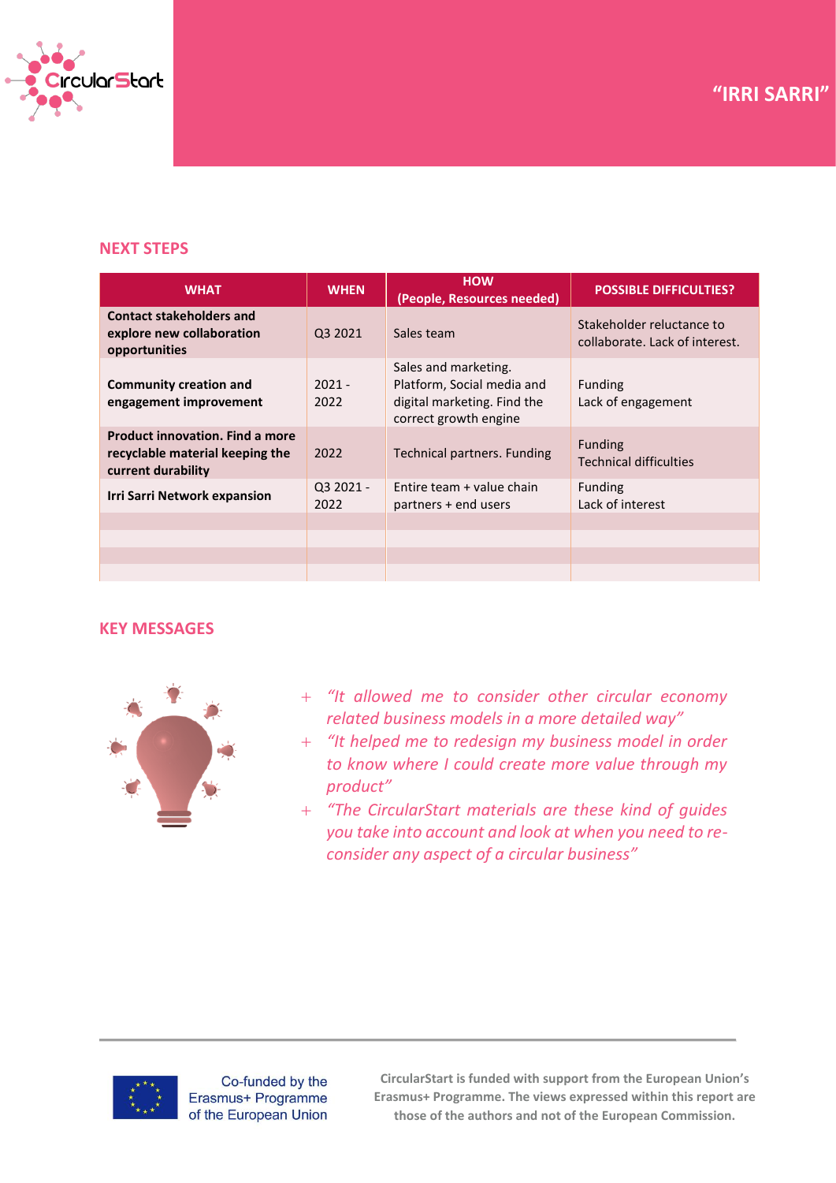"IRRI SARRI"

## NEXT STEPS

| WHAT | WHEN | HOW (People, Resources needed) | POSSIBLE DIFFICULTIES? |
|---|---|---|---|
| **Contact stakeholders and explore new collaboration opportunities** | Q3 2021 | Sales team | Stakeholder reluctance to collaborate. Lack of interest. |
| **Community creation and engagement improvement** | 2021 - 2022 | Sales and marketing. Platform, Social media and digital marketing. Find the correct growth engine | Funding<br>Lack of engagement |
| **Product innovation. Find a more recyclable material keeping the current durability** | 2022 | Technical partners. Funding | Funding<br>Technical difficulties |
| **Irri Sarri Network expansion** | Q3 2021 - 2022 | Entire team + value chain partners + end users | Funding<br>Lack of interest |
| | | | |
| | | | |
| | | | |
| | | | |

## KEY MESSAGES

- *"It allowed me to consider other circular economy related business models in a more detailed way"*
- *"It helped me to redesign my business model in order to know where I could create more value through my product"*
- *"The CircularStart materials are these kind of guides you take into account and look at when you need to re-consider any aspect of a circular business"*

Co-funded by the Erasmus+ Programme of the European Union

CircularStart is funded with support from the European Union's Erasmus+ Programme. The views expressed within this report are those of the authors and not of the European Commission.